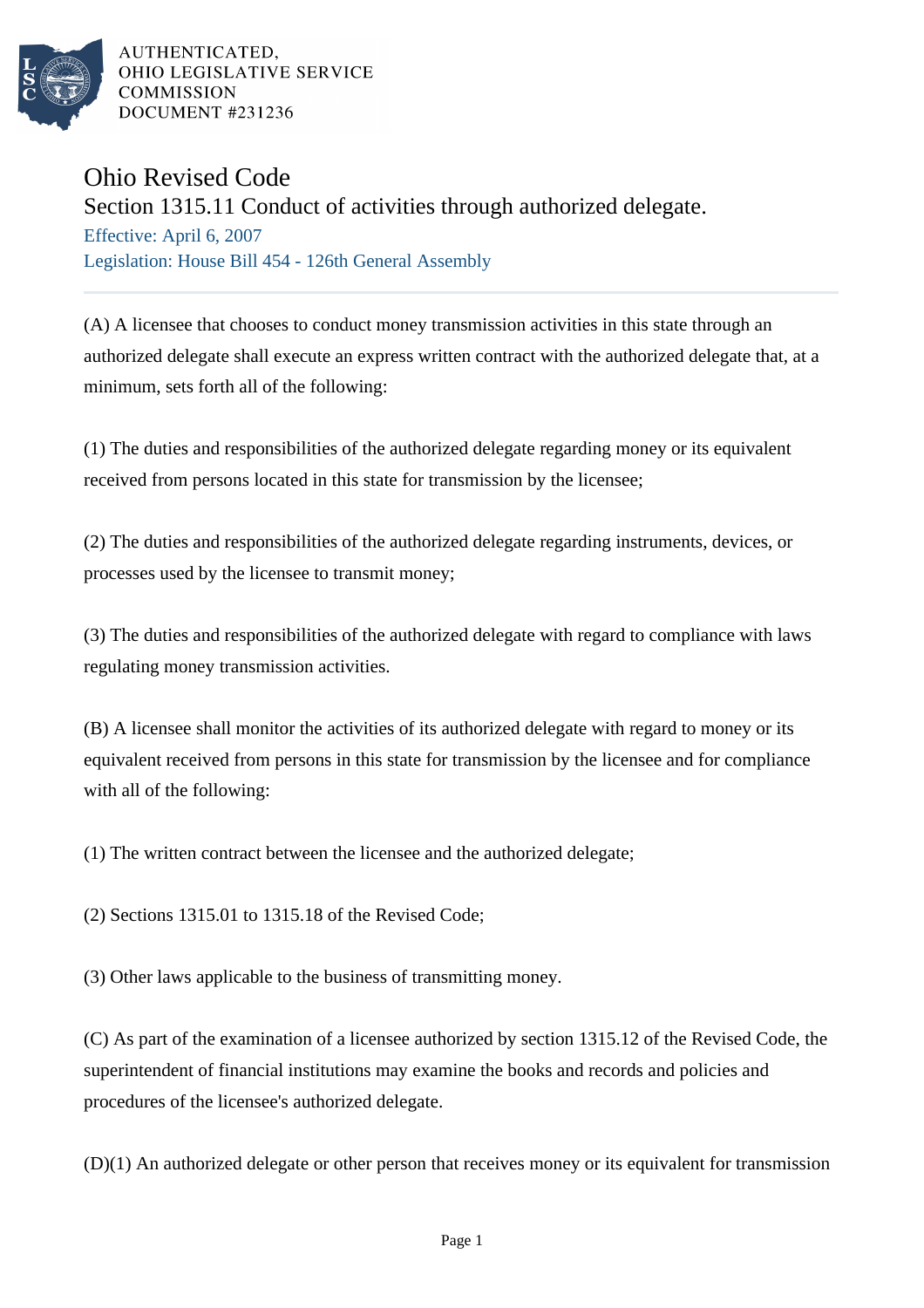AUTHENTICATED,
OHIO LEGISLATIVE SERVICE
COMMISSION
DOCUMENT #231236

# Ohio Revised Code

## Section 1315.11 Conduct of activities through authorized delegate.

Effective: April 6, 2007

Legislation: House Bill 454 - 126th General Assembly

(A) A licensee that chooses to conduct money transmission activities in this state through an authorized delegate shall execute an express written contract with the authorized delegate that, at a minimum, sets forth all of the following:

(1) The duties and responsibilities of the authorized delegate regarding money or its equivalent received from persons located in this state for transmission by the licensee;

(2) The duties and responsibilities of the authorized delegate regarding instruments, devices, or processes used by the licensee to transmit money;

(3) The duties and responsibilities of the authorized delegate with regard to compliance with laws regulating money transmission activities.

(B) A licensee shall monitor the activities of its authorized delegate with regard to money or its equivalent received from persons in this state for transmission by the licensee and for compliance with all of the following:

(1) The written contract between the licensee and the authorized delegate;

(2) Sections 1315.01 to 1315.18 of the Revised Code;

(3) Other laws applicable to the business of transmitting money.

(C) As part of the examination of a licensee authorized by section 1315.12 of the Revised Code, the superintendent of financial institutions may examine the books and records and policies and procedures of the licensee's authorized delegate.

(D)(1) An authorized delegate or other person that receives money or its equivalent for transmission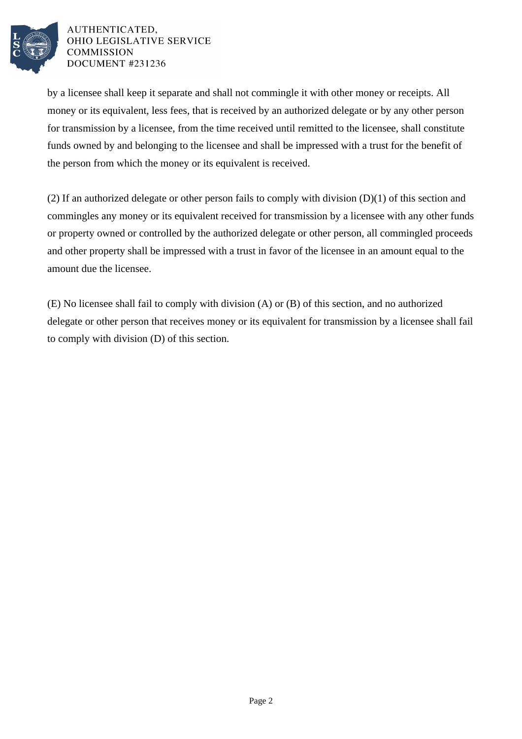by a licensee shall keep it separate and shall not commingle it with other money or receipts. All money or its equivalent, less fees, that is received by an authorized delegate or by any other person for transmission by a licensee, from the time received until remitted to the licensee, shall constitute funds owned by and belonging to the licensee and shall be impressed with a trust for the benefit of the person from which the money or its equivalent is received.

(2) If an authorized delegate or other person fails to comply with division (D)(1) of this section and commingles any money or its equivalent received for transmission by a licensee with any other funds or property owned or controlled by the authorized delegate or other person, all commingled proceeds and other property shall be impressed with a trust in favor of the licensee in an amount equal to the amount due the licensee.

(E) No licensee shall fail to comply with division (A) or (B) of this section, and no authorized delegate or other person that receives money or its equivalent for transmission by a licensee shall fail to comply with division (D) of this section.